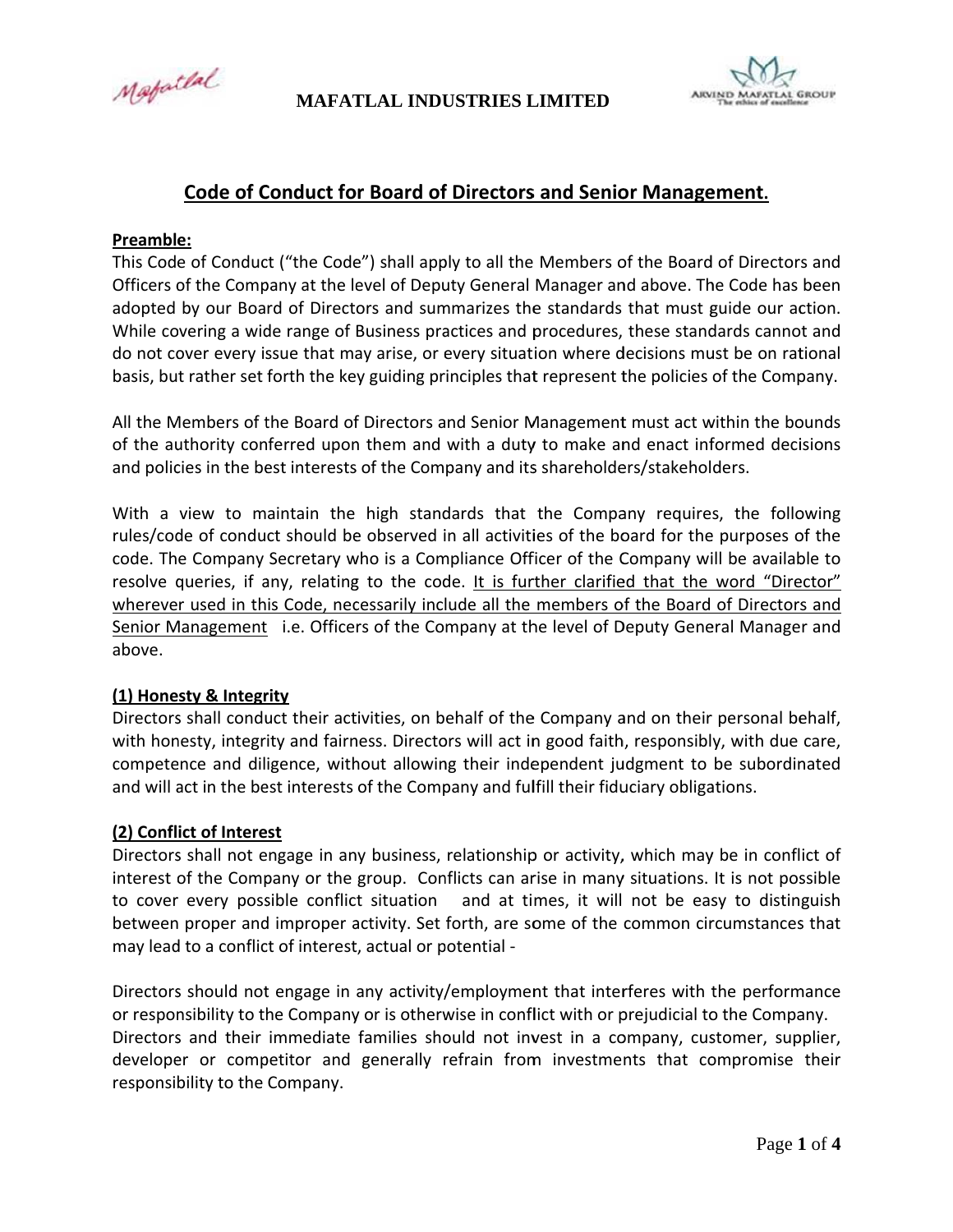MAFATLAL INDUSTRIES LIMITED

# Code of Conduct for Board of Directors and Senior Management.

**Preamble:**

This Code of Conduct ("the Code") shall apply to all the Members of the Board of Directors and Officers of the Company at the level of Deputy General Manager and above. The Code has been adopted by our Board of Directors and summarizes the standards that must guide our action. While covering a wide range of Business practices and procedures, these standards cannot and do not cover every issue that may arise, or every situation where decisions must be on rational basis, but rather set forth the key guiding principles that represent the policies of the Company.

All the Members of the Board of Directors and Senior Management must act within the bounds of the authority conferred upon them and with a duty to make and enact informed decisions and policies in the best interests of the Company and its shareholders/stakeholders.

With a view to maintain the high standards that the Company requires, the following rules/code of conduct should be observed in all activities of the board for the purposes of the code. The Company Secretary who is a Compliance Officer of the Company will be available to resolve queries, if any, relating to the code. It is further clarified that the word "Director" wherever used in this Code, necessarily include all the members of the Board of Directors and Senior Management i.e. Officers of the Company at the level of Deputy General Manager and above.

**(1) Honesty & Integrity**

Directors shall conduct their activities, on behalf of the Company and on their personal behalf, with honesty, integrity and fairness. Directors will act in good faith, responsibly, with due care, competence and diligence, without allowing their independent judgment to be subordinated and will act in the best interests of the Company and fulfill their fiduciary obligations.

**(2) Conflict of Interest**

Directors shall not engage in any business, relationship or activity, which may be in conflict of interest of the Company or the group. Conflicts can arise in many situations. It is not possible to cover every possible conflict situation and at times, it will not be easy to distinguish between proper and improper activity. Set forth, are some of the common circumstances that may lead to a conflict of interest, actual or potential -

Directors should not engage in any activity/employment that interferes with the performance or responsibility to the Company or is otherwise in conflict with or prejudicial to the Company.
Directors and their immediate families should not invest in a company, customer, supplier, developer or competitor and generally refrain from investments that compromise their responsibility to the Company.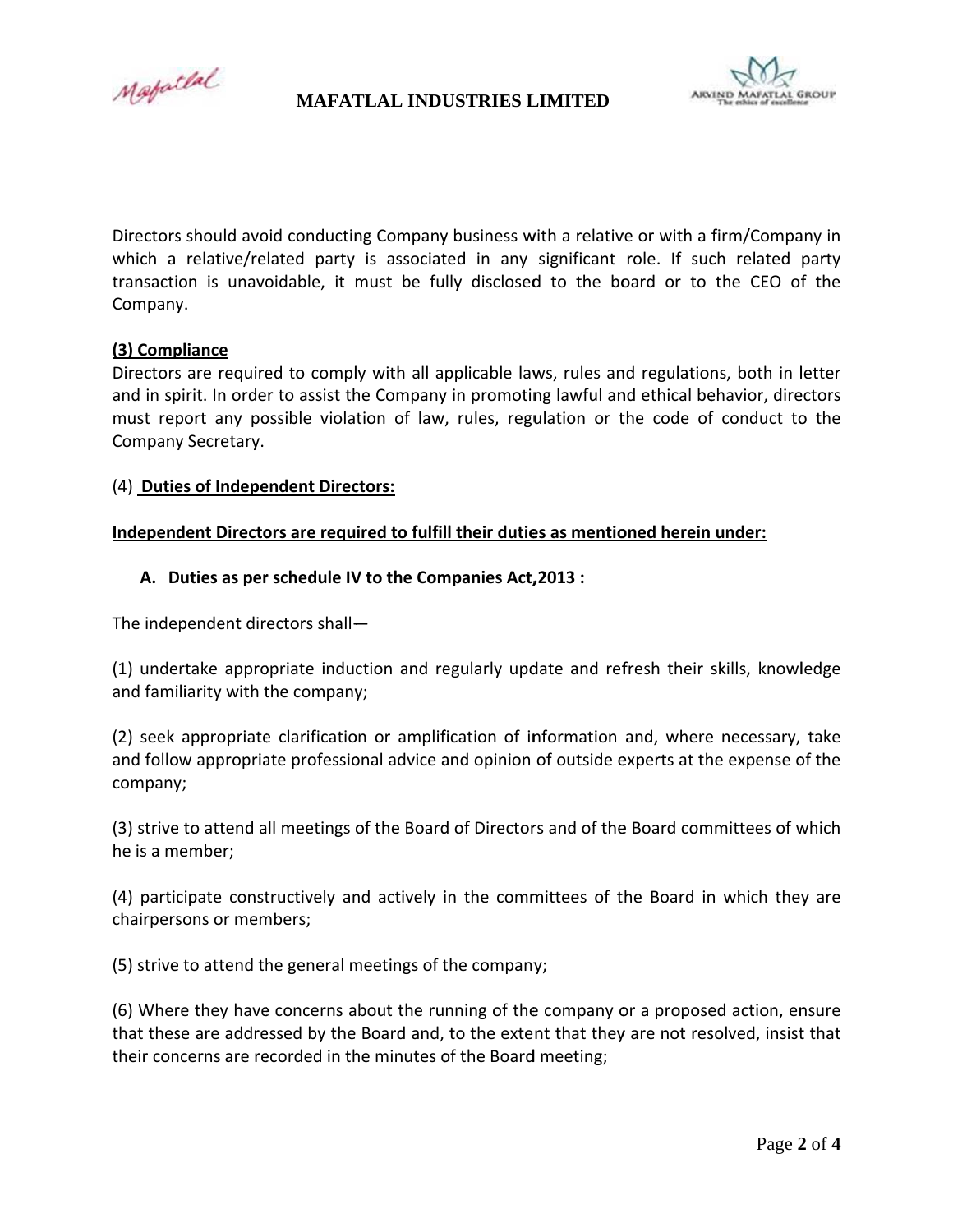Directors should avoid conducting Company business with a relative or with a firm/Company in which a relative/related party is associated in any significant role. If such related party transaction is unavoidable, it must be fully disclosed to the board or to the CEO of the Company.

**(3) Compliance**

Directors are required to comply with all applicable laws, rules and regulations, both in letter and in spirit. In order to assist the Company in promoting lawful and ethical behavior, directors must report any possible violation of law, rules, regulation or the code of conduct to the Company Secretary.

(4) **Duties of Independent Directors:**

**Independent Directors are required to fulfill their duties as mentioned herein under:**

**A. Duties as per schedule IV to the Companies Act,2013 :**

The independent directors shall—

(1) undertake appropriate induction and regularly update and refresh their skills, knowledge and familiarity with the company;

(2) seek appropriate clarification or amplification of information and, where necessary, take and follow appropriate professional advice and opinion of outside experts at the expense of the company;

(3) strive to attend all meetings of the Board of Directors and of the Board committees of which he is a member;

(4) participate constructively and actively in the committees of the Board in which they are chairpersons or members;

(5) strive to attend the general meetings of the company;

(6) Where they have concerns about the running of the company or a proposed action, ensure that these are addressed by the Board and, to the extent that they are not resolved, insist that their concerns are recorded in the minutes of the Board meeting;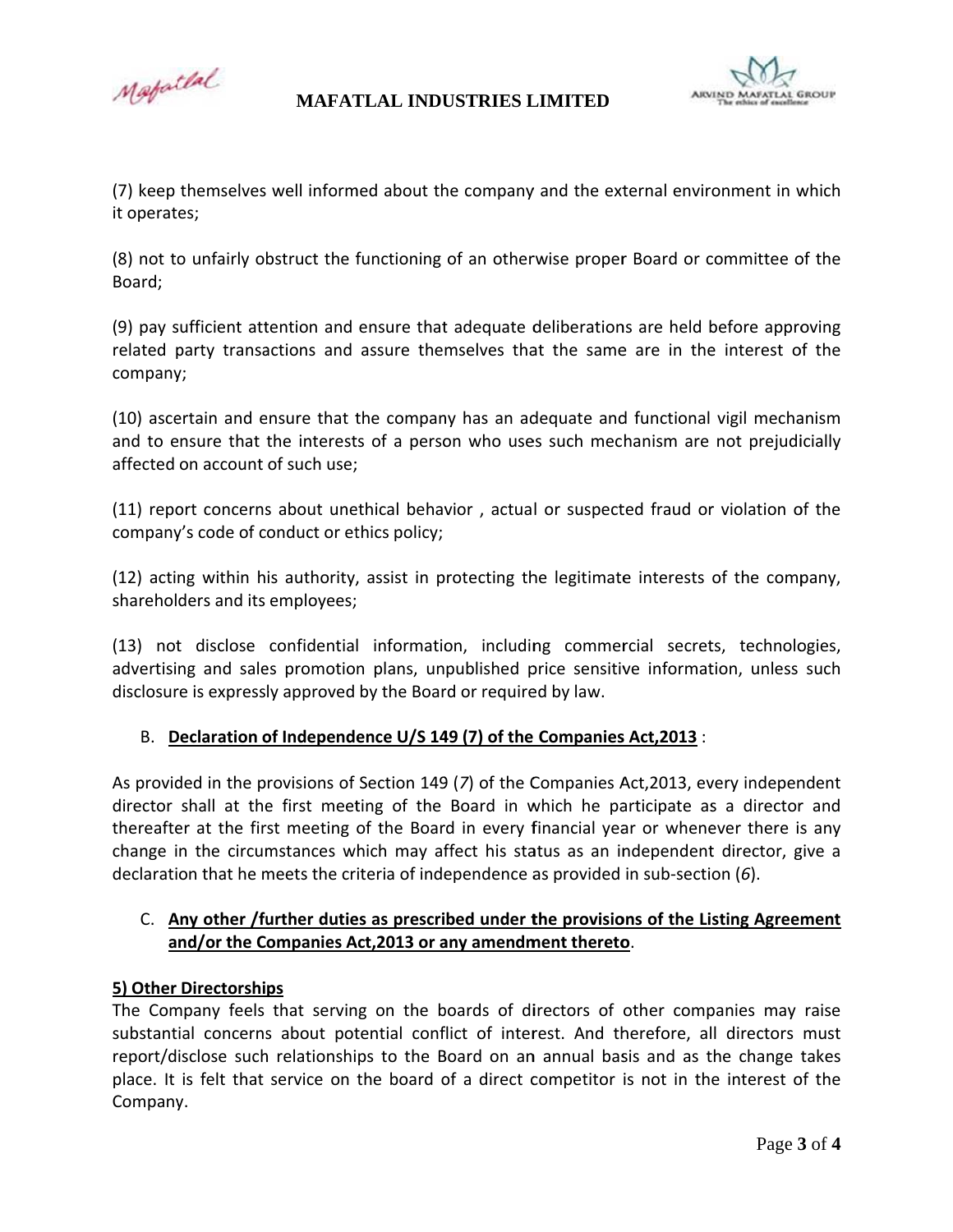(7) keep themselves well informed about the company and the external environment in which it operates;

(8) not to unfairly obstruct the functioning of an otherwise proper Board or committee of the Board;

(9) pay sufficient attention and ensure that adequate deliberations are held before approving related party transactions and assure themselves that the same are in the interest of the company;

(10) ascertain and ensure that the company has an adequate and functional vigil mechanism and to ensure that the interests of a person who uses such mechanism are not prejudicially affected on account of such use;

(11) report concerns about unethical behavior , actual or suspected fraud or violation of the company's code of conduct or ethics policy;

(12) acting within his authority, assist in protecting the legitimate interests of the company, shareholders and its employees;

(13) not disclose confidential information, including commercial secrets, technologies, advertising and sales promotion plans, unpublished price sensitive information, unless such disclosure is expressly approved by the Board or required by law.

B. **Declaration of Independence U/S 149 (7) of the Companies Act,2013** :

As provided in the provisions of Section 149 (*7*) of the Companies Act,2013, every independent director shall at the first meeting of the Board in which he participate as a director and thereafter at the first meeting of the Board in every financial year or whenever there is any change in the circumstances which may affect his status as an independent director, give a declaration that he meets the criteria of independence as provided in sub-section (*6*).

C. **Any other /further duties as prescribed under the provisions of the Listing Agreement and/or the Companies Act,2013 or any amendment thereto**.

**5) Other Directorships**

The Company feels that serving on the boards of directors of other companies may raise substantial concerns about potential conflict of interest. And therefore, all directors must report/disclose such relationships to the Board on an annual basis and as the change takes place. It is felt that service on the board of a direct competitor is not in the interest of the Company.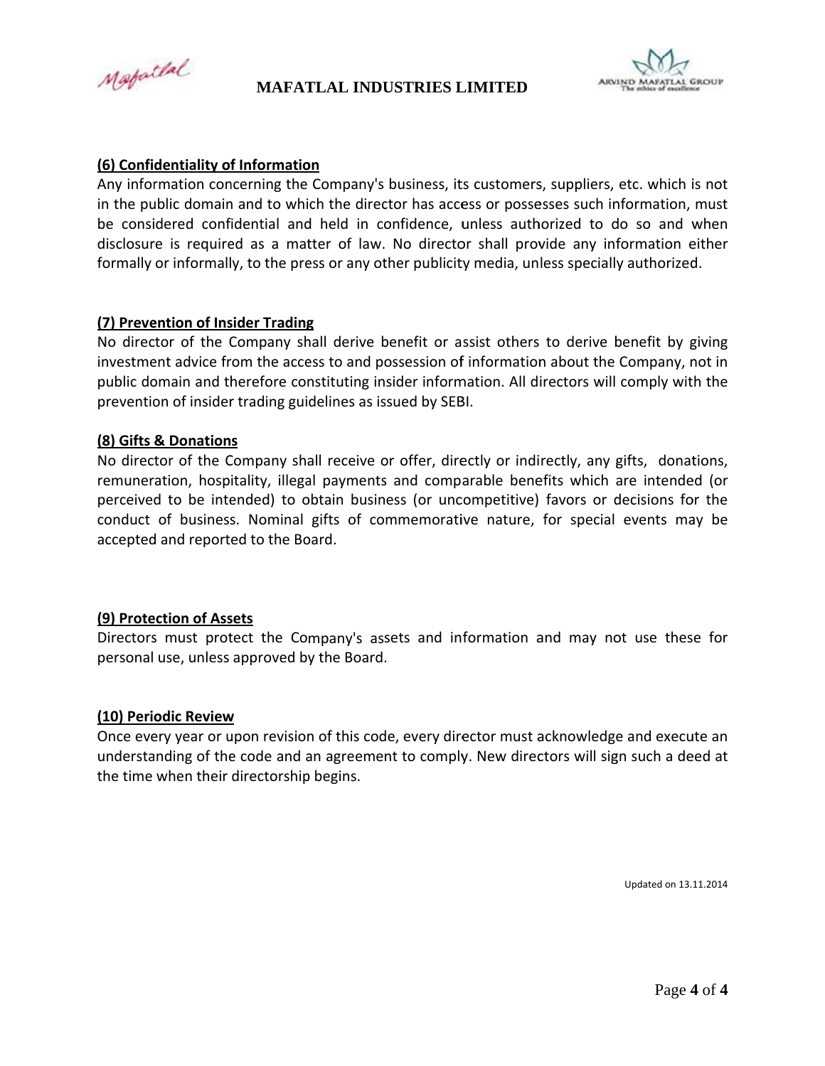### (6) Confidentiality of Information

Any information concerning the Company's business, its customers, suppliers, etc. which is not in the public domain and to which the director has access or possesses such information, must be considered confidential and held in confidence, unless authorized to do so and when disclosure is required as a matter of law. No director shall provide any information either formally or informally, to the press or any other publicity media, unless specially authorized.

### (7) Prevention of Insider Trading

No director of the Company shall derive benefit or assist others to derive benefit by giving investment advice from the access to and possession of information about the Company, not in public domain and therefore constituting insider information. All directors will comply with the prevention of insider trading guidelines as issued by SEBI.

### (8) Gifts & Donations

No director of the Company shall receive or offer, directly or indirectly, any gifts, donations, remuneration, hospitality, illegal payments and comparable benefits which are intended (or perceived to be intended) to obtain business (or uncompetitive) favors or decisions for the conduct of business. Nominal gifts of commemorative nature, for special events may be accepted and reported to the Board.

### (9) Protection of Assets

Directors must protect the Company's assets and information and may not use these for personal use, unless approved by the Board.

### (10) Periodic Review

Once every year or upon revision of this code, every director must acknowledge and execute an understanding of the code and an agreement to comply. New directors will sign such a deed at the time when their directorship begins.

Updated on 13.11.2014